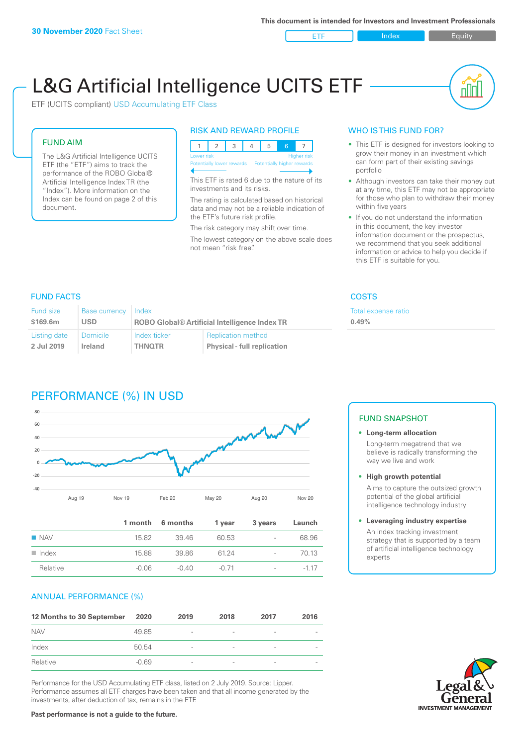30 November 2020 Fact Sheet

This document is intended for Investors and Investment Professionals

ETF | Index | Equity

# L&G Artificial Intelligence UCITS ETF

ETF (UCITS compliant) USD Accumulating ETF Class

## FUND AIM

The L&G Artificial Intelligence UCITS ETF (the "ETF") aims to track the performance of the ROBO Global® Artificial Intelligence Index TR (the "Index"). More information on the Index can be found on page 2 of this document.

## RISK AND REWARD PROFILE

| 1 | 2 | 3 | 4 | 5 | 6 | 7 |
|---|---|---|---|---|---|---|

Lower risk — Higher risk

Potentially lower rewards — Potentially higher rewards

This ETF is rated 6 due to the nature of its investments and its risks.

The rating is calculated based on historical data and may not be a reliable indication of the ETF's future risk profile.

The risk category may shift over time.

The lowest category on the above scale does not mean "risk free".

## WHO IS THIS FUND FOR?

- This ETF is designed for investors looking to grow their money in an investment which can form part of their existing savings portfolio
- Although investors can take their money out at any time, this ETF may not be appropriate for those who plan to withdraw their money within five years
- If you do not understand the information in this document, the key investor information document or the prospectus, we recommend that you seek additional information or advice to help you decide if this ETF is suitable for you.

## FUND FACTS

| Fund size | Base currency | Index | |
|---|---|---|---|
| $169.6m | USD | ROBO Global® Artificial Intelligence Index TR | |
| **Listing date** | **Domicile** | **Index ticker** | **Replication method** |
| 2 Jul 2019 | Ireland | THNQTR | Physical - full replication |

## COSTS

| Total expense ratio |
|---|
| 0.49% |

## PERFORMANCE (%) IN USD

| | 1 month | 6 months | 1 year | 3 years | Launch |
|---|---|---|---|---|---|
| NAV | 15.82 | 39.46 | 60.53 | - | 68.96 |
| Index | 15.88 | 39.86 | 61.24 | - | 70.13 |
| Relative | -0.06 | -0.40 | -0.71 | - | -1.17 |

## FUND SNAPSHOT

- **Long-term allocation**
  Long-term megatrend that we believe is radically transforming the way we live and work
- **High growth potential**
  Aims to capture the outsized growth potential of the global artificial intelligence technology industry
- **Leveraging industry expertise**
  An index tracking investment strategy that is supported by a team of artificial intelligence technology experts

## ANNUAL PERFORMANCE (%)

| 12 Months to 30 September | 2020 | 2019 | 2018 | 2017 | 2016 |
|---|---|---|---|---|---|
| NAV | 49.85 | - | - | - | - |
| Index | 50.54 | - | - | - | - |
| Relative | -0.69 | - | - | - | - |

Performance for the USD Accumulating ETF class, listed on 2 July 2019. Source: Lipper. Performance assumes all ETF charges have been taken and that all income generated by the investments, after deduction of tax, remains in the ETF.

**Past performance is not a guide to the future.**

Legal & General INVESTMENT MANAGEMENT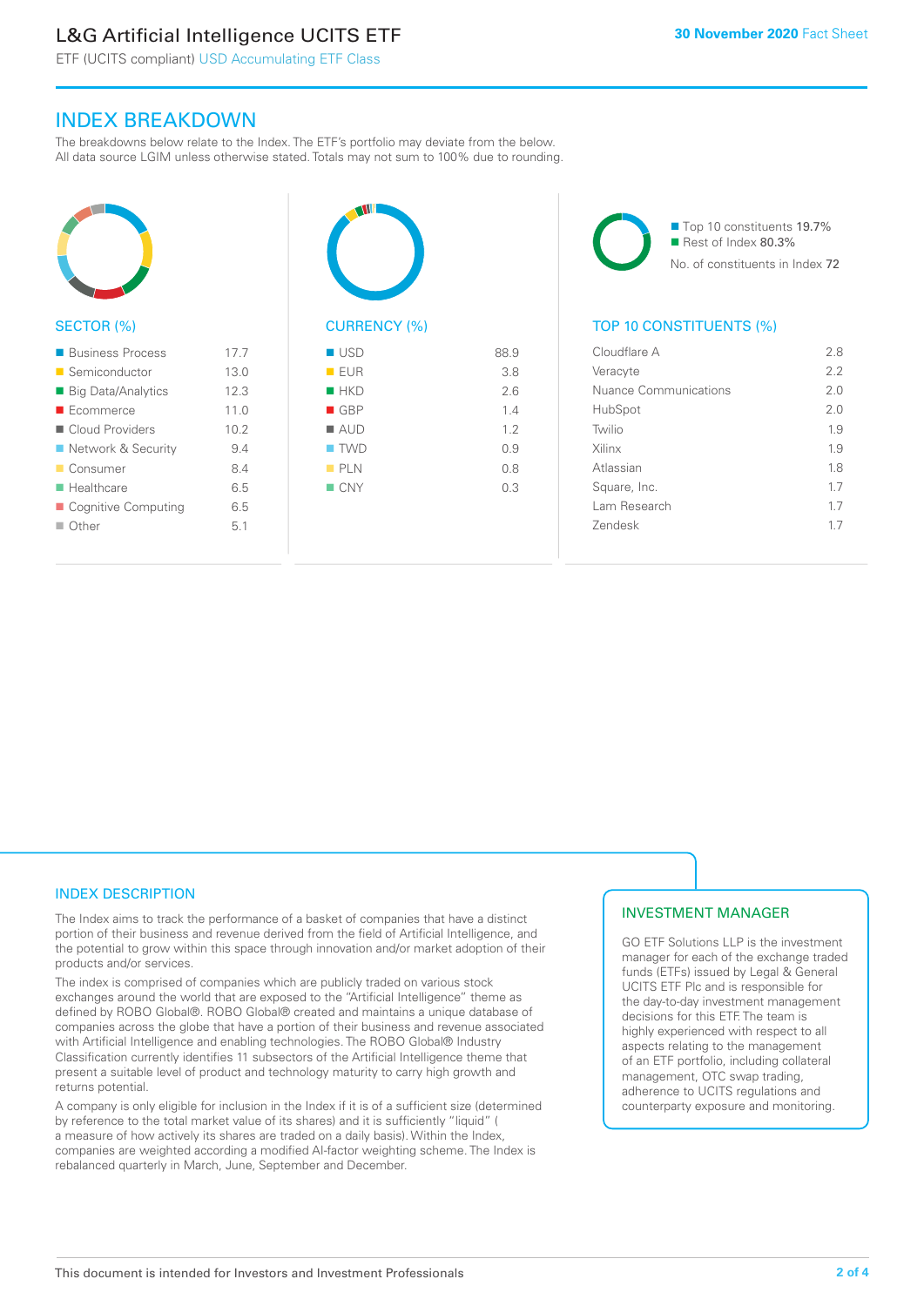# INDEX BREAKDOWN

The breakdowns below relate to the Index. The ETF's portfolio may deviate from the below. All data source LGIM unless otherwise stated. Totals may not sum to 100% due to rounding.

## SECTOR (%)

| Sector | % |
|---|---|
| Business Process | 17.7 |
| Semiconductor | 13.0 |
| Big Data/Analytics | 12.3 |
| Ecommerce | 11.0 |
| Cloud Providers | 10.2 |
| Network & Security | 9.4 |
| Consumer | 8.4 |
| Healthcare | 6.5 |
| Cognitive Computing | 6.5 |
| Other | 5.1 |

## CURRENCY (%)

| Currency | % |
|---|---|
| USD | 88.9 |
| EUR | 3.8 |
| HKD | 2.6 |
| GBP | 1.4 |
| AUD | 1.2 |
| TWD | 0.9 |
| PLN | 0.8 |
| CNY | 0.3 |

Top 10 constituents 19.7%
Rest of Index 80.3%
No. of constituents in Index 72

## TOP 10 CONSTITUENTS (%)

| Constituent | % |
|---|---|
| Cloudflare A | 2.8 |
| Veracyte | 2.2 |
| Nuance Communications | 2.0 |
| HubSpot | 2.0 |
| Twilio | 1.9 |
| Xilinx | 1.9 |
| Atlassian | 1.8 |
| Square, Inc. | 1.7 |
| Lam Research | 1.7 |
| Zendesk | 1.7 |

## INDEX DESCRIPTION

The Index aims to track the performance of a basket of companies that have a distinct portion of their business and revenue derived from the field of Artificial Intelligence, and the potential to grow within this space through innovation and/or market adoption of their products and/or services.

The index is comprised of companies which are publicly traded on various stock exchanges around the world that are exposed to the "Artificial Intelligence" theme as defined by ROBO Global®. ROBO Global® created and maintains a unique database of companies across the globe that have a portion of their business and revenue associated with Artificial Intelligence and enabling technologies. The ROBO Global® Industry Classification currently identifies 11 subsectors of the Artificial Intelligence theme that present a suitable level of product and technology maturity to carry high growth and returns potential.

A company is only eligible for inclusion in the Index if it is of a sufficient size (determined by reference to the total market value of its shares) and it is sufficiently "liquid" ( a measure of how actively its shares are traded on a daily basis). Within the Index, companies are weighted according a modified AI-factor weighting scheme. The Index is rebalanced quarterly in March, June, September and December.

## INVESTMENT MANAGER

GO ETF Solutions LLP is the investment manager for each of the exchange traded funds (ETFs) issued by Legal & General UCITS ETF Plc and is responsible for the day-to-day investment management decisions for this ETF. The team is highly experienced with respect to all aspects relating to the management of an ETF portfolio, including collateral management, OTC swap trading, adherence to UCITS regulations and counterparty exposure and monitoring.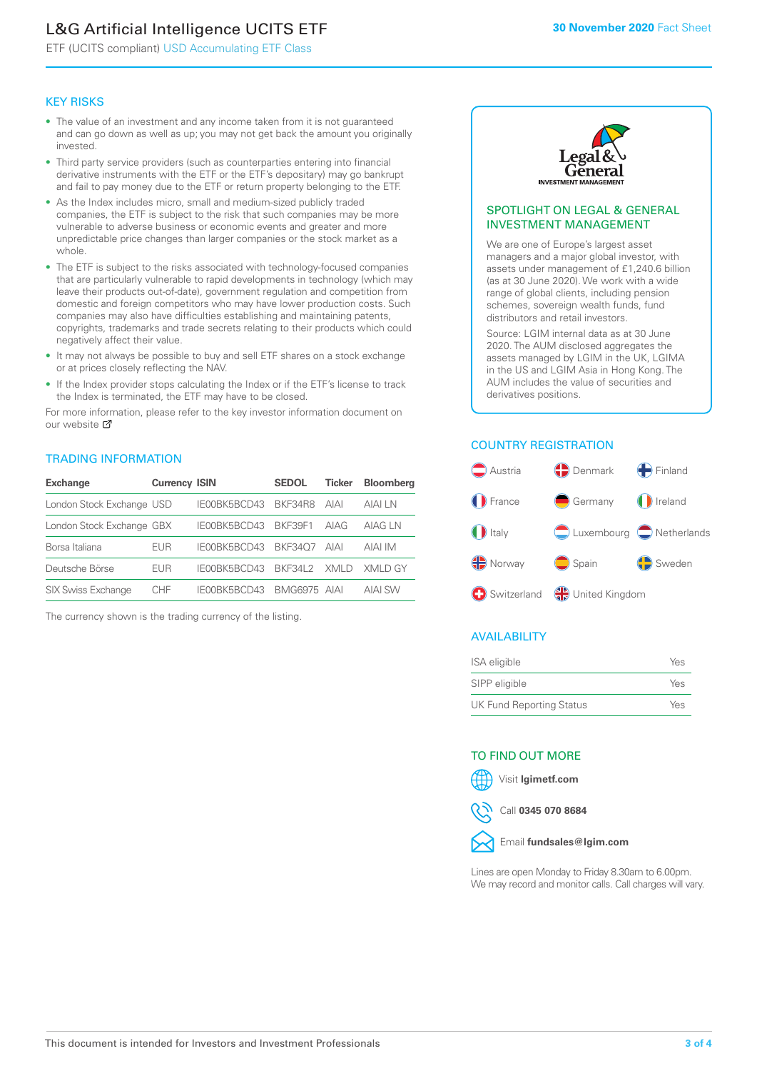# L&G Artificial Intelligence UCITS ETF

ETF (UCITS compliant) USD Accumulating ETF Class

**30 November 2020** Fact Sheet

## KEY RISKS

- The value of an investment and any income taken from it is not guaranteed and can go down as well as up; you may not get back the amount you originally invested.
- Third party service providers (such as counterparties entering into financial derivative instruments with the ETF or the ETF's depositary) may go bankrupt and fail to pay money due to the ETF or return property belonging to the ETF.
- As the Index includes micro, small and medium-sized publicly traded companies, the ETF is subject to the risk that such companies may be more vulnerable to adverse business or economic events and greater and more unpredictable price changes than larger companies or the stock market as a whole.
- The ETF is subject to the risks associated with technology-focused companies that are particularly vulnerable to rapid developments in technology (which may leave their products out-of-date), government regulation and competition from domestic and foreign competitors who may have lower production costs. Such companies may also have difficulties establishing and maintaining patents, copyrights, trademarks and trade secrets relating to their products which could negatively affect their value.
- It may not always be possible to buy and sell ETF shares on a stock exchange or at prices closely reflecting the NAV.
- If the Index provider stops calculating the Index or if the ETF's license to track the Index is terminated, the ETF may have to be closed.

For more information, please refer to the key investor information document on our website

## TRADING INFORMATION

| Exchange | Currency | ISIN | SEDOL | Ticker | Bloomberg |
|---|---|---|---|---|---|
| London Stock Exchange | USD | IE00BK5BCD43 | BKF34R8 | AIAI | AIAI LN |
| London Stock Exchange | GBX | IE00BK5BCD43 | BKF39F1 | AIAG | AIAG LN |
| Borsa Italiana | EUR | IE00BK5BCD43 | BKF34Q7 | AIAI | AIAI IM |
| Deutsche Börse | EUR | IE00BK5BCD43 | BKF34L2 | XMLD | XMLD GY |
| SIX Swiss Exchange | CHF | IE00BK5BCD43 | BMG6975 | AIAI | AIAI SW |

The currency shown is the trading currency of the listing.

## SPOTLIGHT ON LEGAL & GENERAL INVESTMENT MANAGEMENT

We are one of Europe's largest asset managers and a major global investor, with assets under management of £1,240.6 billion (as at 30 June 2020). We work with a wide range of global clients, including pension schemes, sovereign wealth funds, fund distributors and retail investors.

Source: LGIM internal data as at 30 June 2020. The AUM disclosed aggregates the assets managed by LGIM in the UK, LGIMA in the US and LGIM Asia in Hong Kong. The AUM includes the value of securities and derivatives positions.

## COUNTRY REGISTRATION

Austria, Denmark, Finland, France, Germany, Ireland, Italy, Luxembourg, Netherlands, Norway, Spain, Sweden, Switzerland, United Kingdom

## AVAILABILITY

| | |
|---|---|
| ISA eligible | Yes |
| SIPP eligible | Yes |
| UK Fund Reporting Status | Yes |

## TO FIND OUT MORE

Visit **lgimetf.com**

Call **0345 070 8684**

Email **fundsales@lgim.com**

Lines are open Monday to Friday 8.30am to 6.00pm. We may record and monitor calls. Call charges will vary.

This document is intended for Investors and Investment Professionals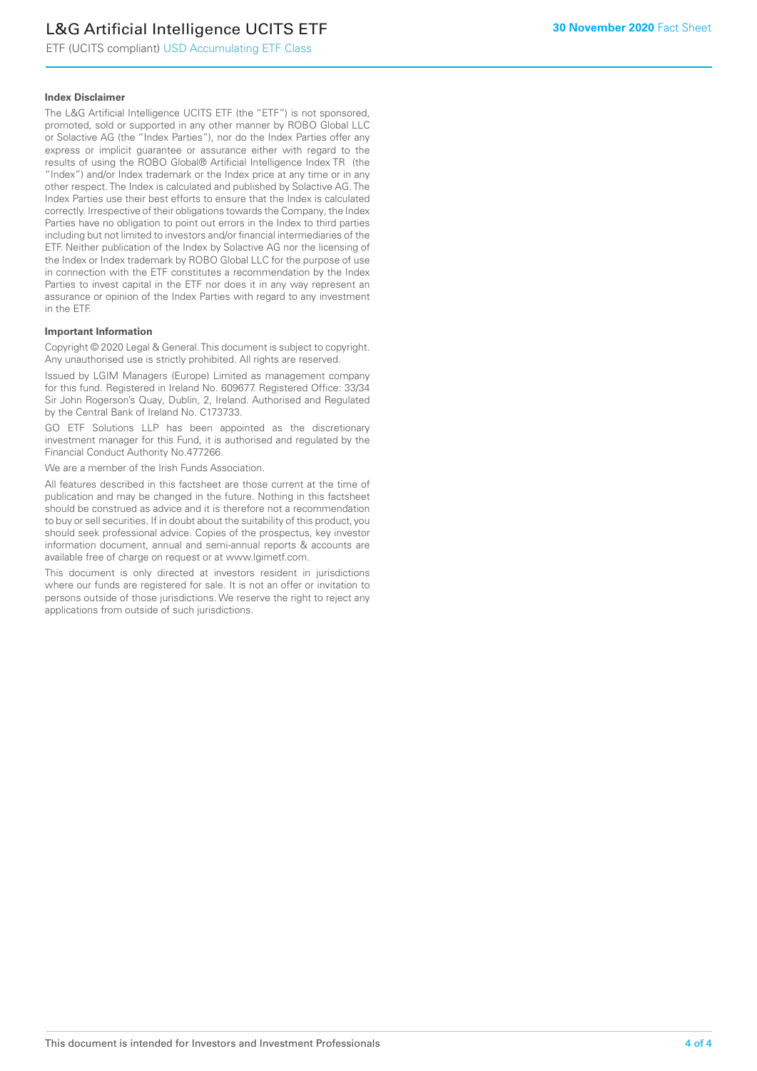### Index Disclaimer

The L&G Artificial Intelligence UCITS ETF (the "ETF") is not sponsored, promoted, sold or supported in any other manner by ROBO Global LLC or Solactive AG (the "Index Parties"), nor do the Index Parties offer any express or implicit guarantee or assurance either with regard to the results of using the ROBO Global® Artificial Intelligence Index TR (the "Index") and/or Index trademark or the Index price at any time or in any other respect. The Index is calculated and published by Solactive AG. The Index Parties use their best efforts to ensure that the Index is calculated correctly. Irrespective of their obligations towards the Company, the Index Parties have no obligation to point out errors in the Index to third parties including but not limited to investors and/or financial intermediaries of the ETF. Neither publication of the Index by Solactive AG nor the licensing of the Index or Index trademark by ROBO Global LLC for the purpose of use in connection with the ETF constitutes a recommendation by the Index Parties to invest capital in the ETF nor does it in any way represent an assurance or opinion of the Index Parties with regard to any investment in the ETF.

### Important Information

Copyright © 2020 Legal & General. This document is subject to copyright. Any unauthorised use is strictly prohibited. All rights are reserved.

Issued by LGIM Managers (Europe) Limited as management company for this fund. Registered in Ireland No. 609677. Registered Office: 33/34 Sir John Rogerson's Quay, Dublin, 2, Ireland. Authorised and Regulated by the Central Bank of Ireland No. C173733.

GO ETF Solutions LLP has been appointed as the discretionary investment manager for this Fund, it is authorised and regulated by the Financial Conduct Authority No.477266.

We are a member of the Irish Funds Association.

All features described in this factsheet are those current at the time of publication and may be changed in the future. Nothing in this factsheet should be construed as advice and it is therefore not a recommendation to buy or sell securities. If in doubt about the suitability of this product, you should seek professional advice. Copies of the prospectus, key investor information document, annual and semi-annual reports & accounts are available free of charge on request or at www.lgimetf.com.

This document is only directed at investors resident in jurisdictions where our funds are registered for sale. It is not an offer or invitation to persons outside of those jurisdictions. We reserve the right to reject any applications from outside of such jurisdictions.